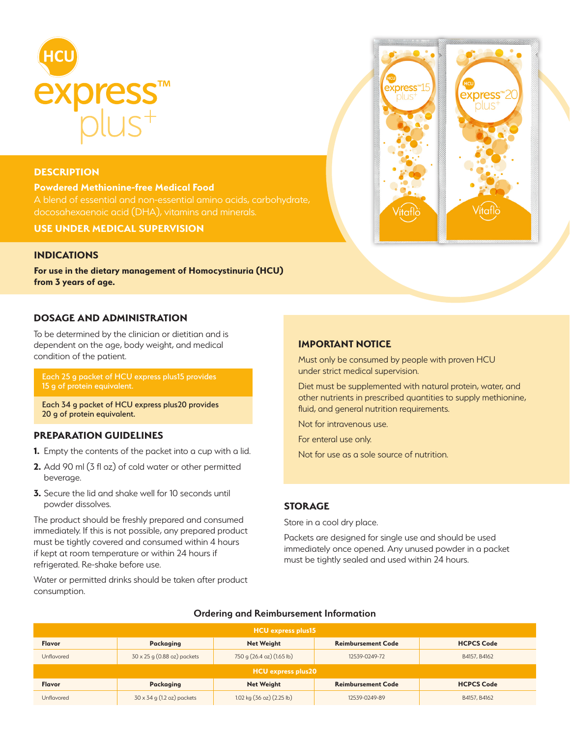# HCU express™ plus+

## DESCRIPTION

**Powdered Methionine-free Medical Food**

A blend of essential and non-essential amino acids, carbohydrate, docosahexaenoic acid (DHA), vitamins and minerals.

**USE UNDER MEDICAL SUPERVISION**

## INDICATIONS

**For use in the dietary management of Homocystinuria (HCU) from 3 years of age.**

## DOSAGE AND ADMINISTRATION

To be determined by the clinician or dietitian and is dependent on the age, body weight, and medical condition of the patient.

**Each 25 g packet of HCU express plus15 provides 15 g of protein equivalent.**

**Each 34 g packet of HCU express plus20 provides 20 g of protein equivalent.**

## PREPARATION GUIDELINES

1. Empty the contents of the packet into a cup with a lid.
2. Add 90 ml (3 fl oz) of cold water or other permitted beverage.
3. Secure the lid and shake well for 10 seconds until powder dissolves.

The product should be freshly prepared and consumed immediately. If this is not possible, any prepared product must be tightly covered and consumed within 4 hours if kept at room temperature or within 24 hours if refrigerated. Re-shake before use.

Water or permitted drinks should be taken after product consumption.

## IMPORTANT NOTICE

Must only be consumed by people with proven HCU under strict medical supervision.

Diet must be supplemented with natural protein, water, and other nutrients in prescribed quantities to supply methionine, fluid, and general nutrition requirements.

Not for intravenous use.

For enteral use only.

Not for use as a sole source of nutrition.

## STORAGE

Store in a cool dry place.

Packets are designed for single use and should be used immediately once opened. Any unused powder in a packet must be tightly sealed and used within 24 hours.

### Ordering and Reimbursement Information

| HCU express plus15 | | | | |
|---|---|---|---|---|
| **Flavor** | **Packaging** | **Net Weight** | **Reimbursement Code** | **HCPCS Code** |
| Unflavored | 30 x 25 g (0.88 oz) packets | 750 g (26.4 oz) (1.65 lb) | 12539-0249-72 | B4157, B4162 |
| **HCU express plus20** | | | | |
| **Flavor** | **Packaging** | **Net Weight** | **Reimbursement Code** | **HCPCS Code** |
| Unflavored | 30 x 34 g (1.2 oz) packets | 1.02 kg (36 oz) (2.25 lb) | 12539-0249-89 | B4157, B4162 |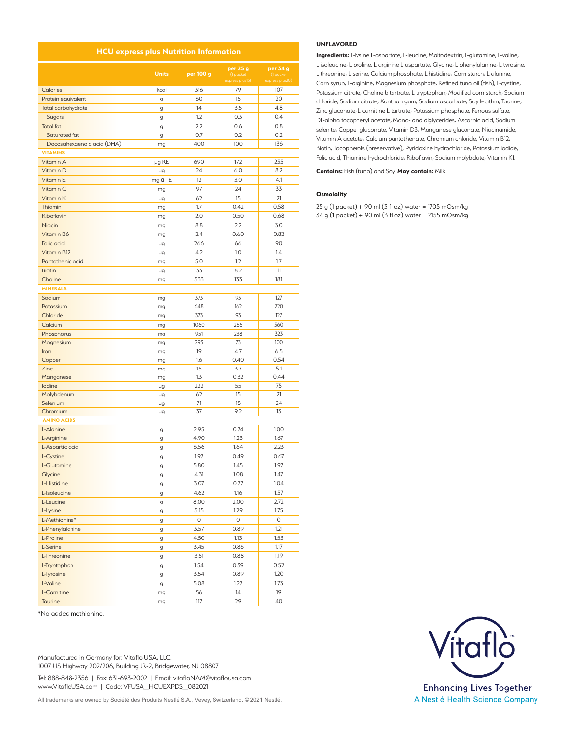## HCU express plus Nutrition Information

| | Units | per 100 g | per 25 g (1 packet express plus15) | per 34 g (1 packet express plus20) |
|---|---|---|---|---|
| Calories | kcal | 316 | 79 | 107 |
| Protein equivalent | g | 60 | 15 | 20 |
| Total carbohydrate | g | 14 | 3.5 | 4.8 |
| Sugars | g | 1.2 | 0.3 | 0.4 |
| Total fat | g | 2.2 | 0.6 | 0.8 |
| Saturated fat | g | 0.7 | 0.2 | 0.2 |
| Docosahexaenoic acid (DHA) | mg | 400 | 100 | 136 |
| **VITAMINS** | | | | |
| Vitamin A | µg RE | 690 | 172 | 235 |
| Vitamin D | µg | 24 | 6.0 | 8.2 |
| Vitamin E | mg α TE | 12 | 3.0 | 4.1 |
| Vitamin C | mg | 97 | 24 | 33 |
| Vitamin K | µg | 62 | 15 | 21 |
| Thiamin | mg | 1.7 | 0.42 | 0.58 |
| Riboflavin | mg | 2.0 | 0.50 | 0.68 |
| Niacin | mg | 8.8 | 2.2 | 3.0 |
| Vitamin B6 | mg | 2.4 | 0.60 | 0.82 |
| Folic acid | µg | 266 | 66 | 90 |
| Vitamin B12 | µg | 4.2 | 1.0 | 1.4 |
| Pantothenic acid | mg | 5.0 | 1.2 | 1.7 |
| Biotin | µg | 33 | 8.2 | 11 |
| Choline | mg | 533 | 133 | 181 |
| **MINERALS** | | | | |
| Sodium | mg | 373 | 93 | 127 |
| Potassium | mg | 648 | 162 | 220 |
| Chloride | mg | 373 | 93 | 127 |
| Calcium | mg | 1060 | 265 | 360 |
| Phosphorus | mg | 951 | 238 | 323 |
| Magnesium | mg | 293 | 73 | 100 |
| Iron | mg | 19 | 4.7 | 6.5 |
| Copper | mg | 1.6 | 0.40 | 0.54 |
| Zinc | mg | 15 | 3.7 | 5.1 |
| Manganese | mg | 1.3 | 0.32 | 0.44 |
| Iodine | µg | 222 | 55 | 75 |
| Molybdenum | µg | 62 | 15 | 21 |
| Selenium | µg | 71 | 18 | 24 |
| Chromium | µg | 37 | 9.2 | 13 |
| **AMINO ACIDS** | | | | |
| L-Alanine | g | 2.95 | 0.74 | 1.00 |
| L-Arginine | g | 4.90 | 1.23 | 1.67 |
| L-Aspartic acid | g | 6.56 | 1.64 | 2.23 |
| L-Cystine | g | 1.97 | 0.49 | 0.67 |
| L-Glutamine | g | 5.80 | 1.45 | 1.97 |
| Glycine | g | 4.31 | 1.08 | 1.47 |
| L-Histidine | g | 3.07 | 0.77 | 1.04 |
| L-Isoleucine | g | 4.62 | 1.16 | 1.57 |
| L-Leucine | g | 8.00 | 2.00 | 2.72 |
| L-Lysine | g | 5.15 | 1.29 | 1.75 |
| L-Methionine* | g | 0 | 0 | 0 |
| L-Phenylalanine | g | 3.57 | 0.89 | 1.21 |
| L-Proline | g | 4.50 | 1.13 | 1.53 |
| L-Serine | g | 3.45 | 0.86 | 1.17 |
| L-Threonine | g | 3.51 | 0.88 | 1.19 |
| L-Tryptophan | g | 1.54 | 0.39 | 0.52 |
| L-Tyrosine | g | 3.54 | 0.89 | 1.20 |
| L-Valine | g | 5.08 | 1.27 | 1.73 |
| L-Carnitine | mg | 56 | 14 | 19 |
| Taurine | mg | 117 | 29 | 40 |

*No added methionine.

### UNFLAVORED

**Ingredients:** L-lysine L-aspartate, L-leucine, Maltodextrin, L-glutamine, L-valine, L-isoleucine, L-proline, L-arginine L-aspartate, Glycine, L-phenylalanine, L-tyrosine, L-threonine, L-serine, Calcium phosphate, L-histidine, Corn starch, L-alanine, Corn syrup, L-arginine, Magnesium phosphate, Refined tuna oil (fish), L-cystine, Potassium citrate, Choline bitartrate, L-tryptophan, Modified corn starch, Sodium chloride, Sodium citrate, Xanthan gum, Sodium ascorbate, Soy lecithin, Taurine, Zinc gluconate, L-carnitine L-tartrate, Potassium phosphate, Ferrous sulfate, DL-alpha tocopheryl acetate, Mono- and diglycerides, Ascorbic acid, Sodium selenite, Copper gluconate, Vitamin D3, Manganese gluconate, Niacinamide, Vitamin A acetate, Calcium pantothenate, Chromium chloride, Vitamin B12, Biotin, Tocopherols (preservative), Pyridoxine hydrochloride, Potassium iodide, Folic acid, Thiamine hydrochloride, Riboflavin, Sodium molybdate, Vitamin K1.

**Contains:** Fish (tuna) and Soy. **May contain:** Milk.

### Osmolality

25 g (1 packet) + 90 ml (3 fl oz) water = 1705 mOsm/kg
34 g (1 packet) + 90 ml (3 fl oz) water = 2155 mOsm/kg

Manufactured in Germany for: Vitaflo USA, LLC.
1007 US Highway 202/206, Building JR-2, Bridgewater, NJ 08807

Tel: 888-848-2356 | Fax: 631-693-2002 | Email: vitafloNAM@vitaflousa.com
www.VitafloUSA.com | Code: VFUSA_HCUEXPDS_082021

All trademarks are owned by Société des Produits Nestlé S.A., Vevey, Switzerland. © 2021 Nestlé.

Vitaflo™
Enhancing Lives Together
A Nestlé Health Science Company